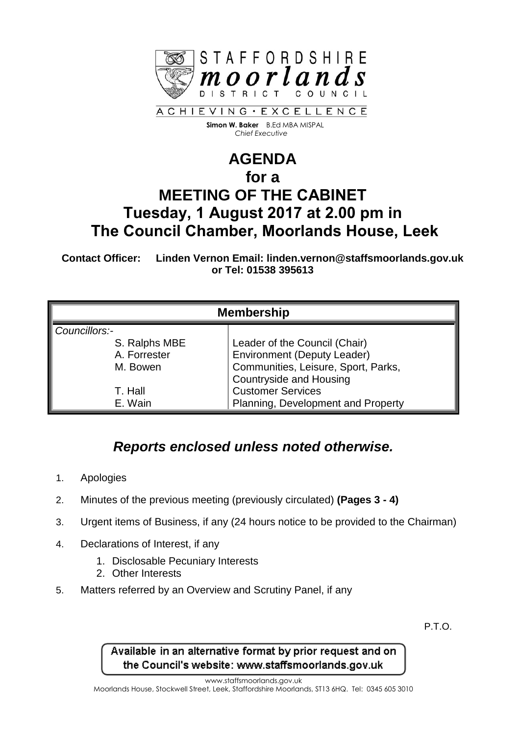STAFFORDSHIRE
**moorlands**
DISTRICT COUNCIL

ACHIEVING • EXCELLENCE

**Simon W. Baker** B.Ed MBA MISPAL
*Chief Executive*

# AGENDA
# for a
# MEETING OF THE CABINET
# Tuesday, 1 August 2017 at 2.00 pm in
# The Council Chamber, Moorlands House, Leek

**Contact Officer: Linden Vernon Email: linden.vernon@staffsmoorlands.gov.uk or Tel: 01538 395613**

| Membership | |
|---|---|
| *Councillors:-* | |
| S. Ralphs MBE | Leader of the Council (Chair) |
| A. Forrester | Environment (Deputy Leader) |
| M. Bowen | Communities, Leisure, Sport, Parks, Countryside and Housing |
| T. Hall | Customer Services |
| E. Wain | Planning, Development and Property |

## *Reports enclosed unless noted otherwise.*

1. Apologies
2. Minutes of the previous meeting (previously circulated) **(Pages 3 - 4)**
3. Urgent items of Business, if any (24 hours notice to be provided to the Chairman)
4. Declarations of Interest, if any
    1. Disclosable Pecuniary Interests
    2. Other Interests
5. Matters referred by an Overview and Scrutiny Panel, if any

P.T.O.

Available in an alternative format by prior request and on the Council's website: www.staffsmoorlands.gov.uk

www.staffsmoorlands.gov.uk
Moorlands House, Stockwell Street, Leek, Staffordshire Moorlands, ST13 6HQ. Tel: 0345 605 3010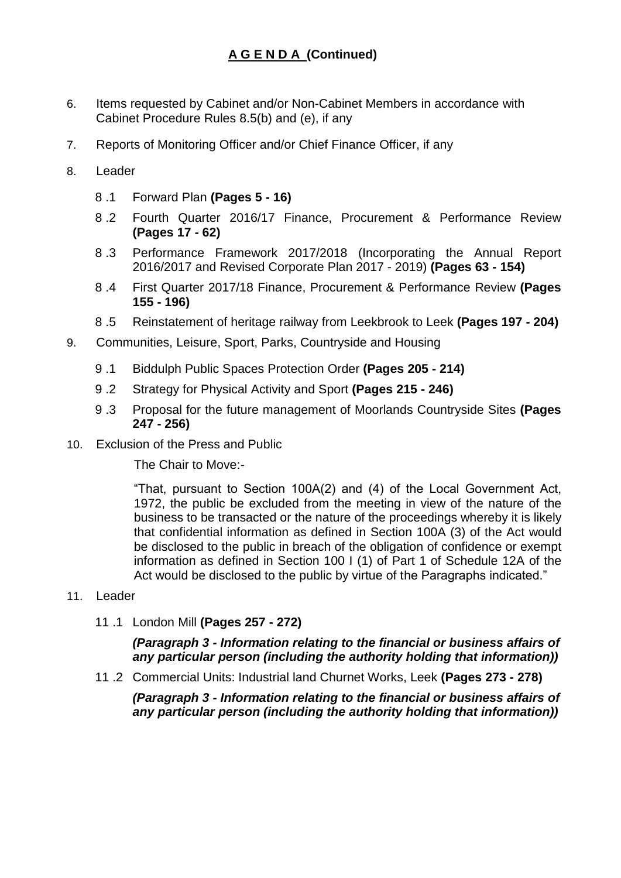## **A G E N D A (Continued)**

6. Items requested by Cabinet and/or Non-Cabinet Members in accordance with Cabinet Procedure Rules 8.5(b) and (e), if any

7. Reports of Monitoring Officer and/or Chief Finance Officer, if any

8. Leader

   8 .1 Forward Plan **(Pages 5 - 16)**

   8 .2 Fourth Quarter 2016/17 Finance, Procurement & Performance Review **(Pages 17 - 62)**

   8 .3 Performance Framework 2017/2018 (Incorporating the Annual Report 2016/2017 and Revised Corporate Plan 2017 - 2019) **(Pages 63 - 154)**

   8 .4 First Quarter 2017/18 Finance, Procurement & Performance Review **(Pages 155 - 196)**

   8 .5 Reinstatement of heritage railway from Leekbrook to Leek **(Pages 197 - 204)**

9. Communities, Leisure, Sport, Parks, Countryside and Housing

   9 .1 Biddulph Public Spaces Protection Order **(Pages 205 - 214)**

   9 .2 Strategy for Physical Activity and Sport **(Pages 215 - 246)**

   9 .3 Proposal for the future management of Moorlands Countryside Sites **(Pages 247 - 256)**

10. Exclusion of the Press and Public

    The Chair to Move:-

    "That, pursuant to Section 100A(2) and (4) of the Local Government Act, 1972, the public be excluded from the meeting in view of the nature of the business to be transacted or the nature of the proceedings whereby it is likely that confidential information as defined in Section 100A (3) of the Act would be disclosed to the public in breach of the obligation of confidence or exempt information as defined in Section 100 I (1) of Part 1 of Schedule 12A of the Act would be disclosed to the public by virtue of the Paragraphs indicated."

11. Leader

    11 .1 London Mill **(Pages 257 - 272)**

    ***(Paragraph 3 - Information relating to the financial or business affairs of any particular person (including the authority holding that information))***

    11 .2 Commercial Units: Industrial land Churnet Works, Leek **(Pages 273 - 278)**

    ***(Paragraph 3 - Information relating to the financial or business affairs of any particular person (including the authority holding that information))***